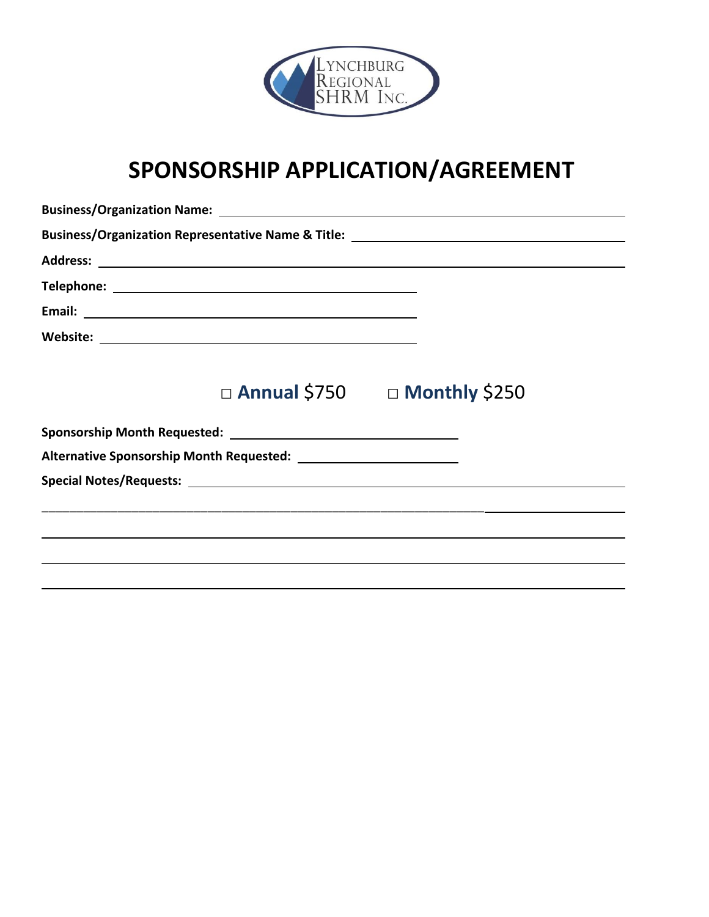LYNCHBURG REGIONAL SHRM INC.

# SPONSORSHIP APPLICATION/AGREEMENT

**Business/Organization Name:** \_\_\_\_\_\_\_\_\_\_\_\_\_\_\_\_\_\_\_\_\_\_\_\_\_\_\_\_\_\_\_\_\_\_\_\_\_\_\_\_

**Business/Organization Representative Name & Title:** \_\_\_\_\_\_\_\_\_\_\_\_\_\_\_\_\_\_\_\_\_\_\_\_\_\_\_\_\_\_

**Address:** \_\_\_\_\_\_\_\_\_\_\_\_\_\_\_\_\_\_\_\_\_\_\_\_\_\_\_\_\_\_\_\_\_\_\_\_\_\_\_\_\_\_\_\_\_\_\_\_\_\_\_\_\_\_\_\_

**Telephone:** \_\_\_\_\_\_\_\_\_\_\_\_\_\_\_\_\_\_\_\_\_\_\_\_\_\_\_\_\_\_\_\_\_\_\_\_

**Email:** \_\_\_\_\_\_\_\_\_\_\_\_\_\_\_\_\_\_\_\_\_\_\_\_\_\_\_\_\_\_\_\_\_\_\_\_\_\_

**Website:** \_\_\_\_\_\_\_\_\_\_\_\_\_\_\_\_\_\_\_\_\_\_\_\_\_\_\_\_\_\_\_\_\_\_\_\_

□ **Annual** $750 □ **Monthly** $250

**Sponsorship Month Requested:** \_\_\_\_\_\_\_\_\_\_\_\_\_\_\_\_\_\_\_\_\_\_\_\_\_\_

**Alternative Sponsorship Month Requested:** \_\_\_\_\_\_\_\_\_\_\_\_\_\_\_\_\_\_

**Special Notes/Requests:** \_\_\_\_\_\_\_\_\_\_\_\_\_\_\_\_\_\_\_\_\_\_\_\_\_\_\_\_\_\_\_\_\_\_\_\_\_\_\_\_\_\_\_\_

\_\_\_\_\_\_\_\_\_\_\_\_\_\_\_\_\_\_\_\_\_\_\_\_\_\_\_\_\_\_\_\_\_\_\_\_\_\_\_\_\_\_\_\_\_\_\_\_\_\_\_\_\_\_\_\_\_\_\_\_\_\_\_\_\_\_

\_\_\_\_\_\_\_\_\_\_\_\_\_\_\_\_\_\_\_\_\_\_\_\_\_\_\_\_\_\_\_\_\_\_\_\_\_\_\_\_\_\_\_\_\_\_\_\_\_\_\_\_\_\_\_\_\_\_\_\_\_\_\_\_\_\_

\_\_\_\_\_\_\_\_\_\_\_\_\_\_\_\_\_\_\_\_\_\_\_\_\_\_\_\_\_\_\_\_\_\_\_\_\_\_\_\_\_\_\_\_\_\_\_\_\_\_\_\_\_\_\_\_\_\_\_\_\_\_\_\_\_\_

\_\_\_\_\_\_\_\_\_\_\_\_\_\_\_\_\_\_\_\_\_\_\_\_\_\_\_\_\_\_\_\_\_\_\_\_\_\_\_\_\_\_\_\_\_\_\_\_\_\_\_\_\_\_\_\_\_\_\_\_\_\_\_\_\_\_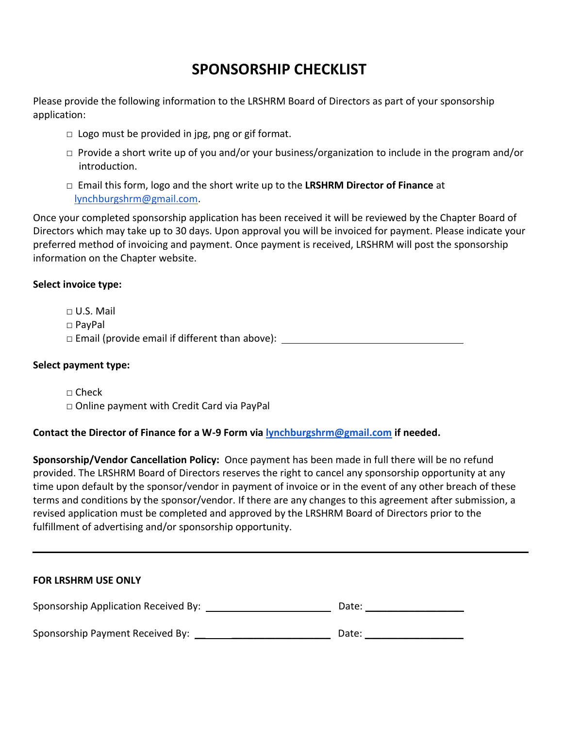# SPONSORSHIP CHECKLIST

Please provide the following information to the LRSHRM Board of Directors as part of your sponsorship application:

- □ Logo must be provided in jpg, png or gif format.
- □ Provide a short write up of you and/or your business/organization to include in the program and/or introduction.
- □ Email this form, logo and the short write up to the **LRSHRM Director of Finance** at lynchburgshrm@gmail.com.

Once your completed sponsorship application has been received it will be reviewed by the Chapter Board of Directors which may take up to 30 days. Upon approval you will be invoiced for payment. Please indicate your preferred method of invoicing and payment. Once payment is received, LRSHRM will post the sponsorship information on the Chapter website.

**Select invoice type:**

□ U.S. Mail  
□ PayPal  
□ Email (provide email if different than above): ______________________________

**Select payment type:**

□ Check  
□ Online payment with Credit Card via PayPal

**Contact the Director of Finance for a W-9 Form via lynchburgshrm@gmail.com if needed.**

**Sponsorship/Vendor Cancellation Policy:** Once payment has been made in full there will be no refund provided. The LRSHRM Board of Directors reserves the right to cancel any sponsorship opportunity at any time upon default by the sponsor/vendor in payment of invoice or in the event of any other breach of these terms and conditions by the sponsor/vendor. If there are any changes to this agreement after submission, a revised application must be completed and approved by the LRSHRM Board of Directors prior to the fulfillment of advertising and/or sponsorship opportunity.

---

**FOR LRSHRM USE ONLY**

Sponsorship Application Received By: ______________________ Date: __________________

Sponsorship Payment Received By: ______________________ Date: __________________